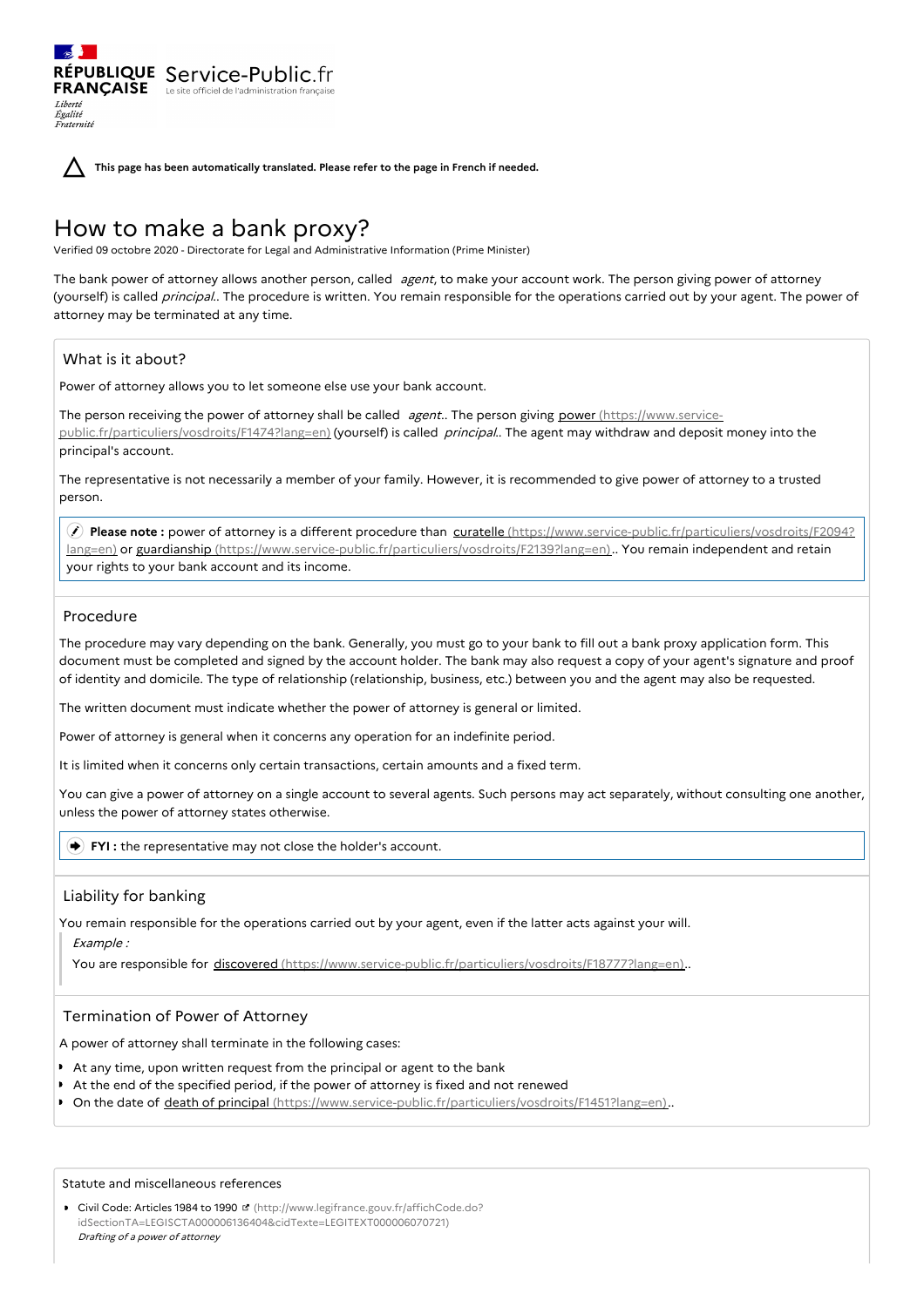RÉPUBLIQUE FRANÇAISE Service-Public.fr
Le site officiel de l'administration française

Liberté
Égalité
Fraternité

**This page has been automatically translated. Please refer to the page in French if needed.**

# How to make a bank proxy?

Verified 09 octobre 2020 - Directorate for Legal and Administrative Information (Prime Minister)

The bank power of attorney allows another person, called *agent*, to make your account work. The person giving power of attorney (yourself) is called *principal.*. The procedure is written. You remain responsible for the operations carried out by your agent. The power of attorney may be terminated at any time.

## What is it about?

Power of attorney allows you to let someone else use your bank account.

The person receiving the power of attorney shall be called *agent.*. The person giving power (https://www.service-public.fr/particuliers/vosdroits/F1474?lang=en) (yourself) is called *principal.*. The agent may withdraw and deposit money into the principal's account.

The representative is not necessarily a member of your family. However, it is recommended to give power of attorney to a trusted person.

**Please note :** power of attorney is a different procedure than curatelle (https://www.service-public.fr/particuliers/vosdroits/F2094?lang=en) or guardianship (https://www.service-public.fr/particuliers/vosdroits/F2139?lang=en).. You remain independent and retain your rights to your bank account and its income.

## Procedure

The procedure may vary depending on the bank. Generally, you must go to your bank to fill out a bank proxy application form. This document must be completed and signed by the account holder. The bank may also request a copy of your agent's signature and proof of identity and domicile. The type of relationship (relationship, business, etc.) between you and the agent may also be requested.

The written document must indicate whether the power of attorney is general or limited.

Power of attorney is general when it concerns any operation for an indefinite period.

It is limited when it concerns only certain transactions, certain amounts and a fixed term.

You can give a power of attorney on a single account to several agents. Such persons may act separately, without consulting one another, unless the power of attorney states otherwise.

**FYI :** the representative may not close the holder's account.

## Liability for banking

You remain responsible for the operations carried out by your agent, even if the latter acts against your will.

*Example :*

You are responsible for discovered (https://www.service-public.fr/particuliers/vosdroits/F18777?lang=en)..

## Termination of Power of Attorney

A power of attorney shall terminate in the following cases:

- At any time, upon written request from the principal or agent to the bank
- At the end of the specified period, if the power of attorney is fixed and not renewed
- On the date of death of principal (https://www.service-public.fr/particuliers/vosdroits/F1451?lang=en)..

## Statute and miscellaneous references

- Civil Code: Articles 1984 to 1990 (http://www.legifrance.gouv.fr/affichCode.do?idSectionTA=LEGISCTA000006136404&cidTexte=LEGITEXT000006070721)
  *Drafting of a power of attorney*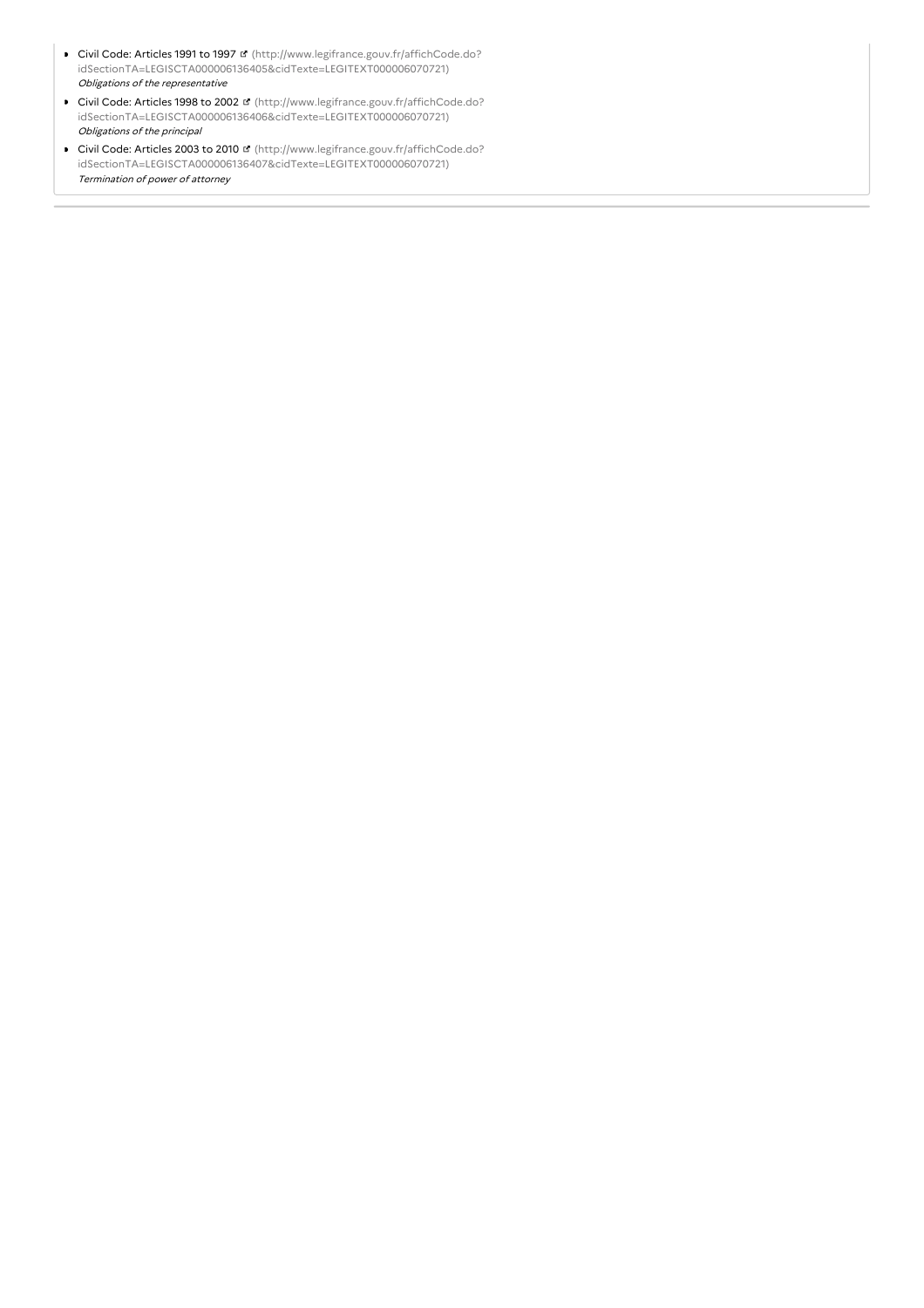- Civil Code: Articles 1991 to 1997 (http://www.legifrance.gouv.fr/affichCode.do?idSectionTA=LEGISCTA000006136405&cidTexte=LEGITEXT000006070721)
  *Obligations of the representative*
- Civil Code: Articles 1998 to 2002 (http://www.legifrance.gouv.fr/affichCode.do?idSectionTA=LEGISCTA000006136406&cidTexte=LEGITEXT000006070721)
  *Obligations of the principal*
- Civil Code: Articles 2003 to 2010 (http://www.legifrance.gouv.fr/affichCode.do?idSectionTA=LEGISCTA000006136407&cidTexte=LEGITEXT000006070721)
  *Termination of power of attorney*